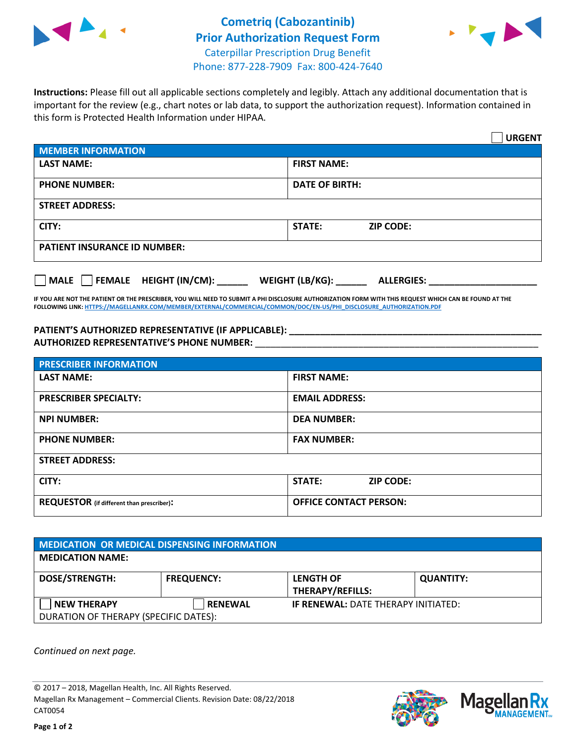# Cometriq (Cabozantinib) Prior Authorization Request Form

Caterpillar Prescription Drug Benefit
Phone: 877-228-7909 Fax: 800-424-7640

**Instructions:** Please fill out all applicable sections completely and legibly. Attach any additional documentation that is important for the review (e.g., chart notes or lab data, to support the authorization request). Information contained in this form is Protected Health Information under HIPAA.

☐ **URGENT**

| **MEMBER INFORMATION** | |
|---|---|
| **LAST NAME:** | **FIRST NAME:** |
| **PHONE NUMBER:** | **DATE OF BIRTH:** |
| **STREET ADDRESS:** | |
| **CITY:** | **STATE:** **ZIP CODE:** |
| **PATIENT INSURANCE ID NUMBER:** | |

☐ **MALE** ☐ **FEMALE** **HEIGHT (IN/CM):** ______ **WEIGHT (LB/KG):** ______ **ALLERGIES:** ____________________

**IF YOU ARE NOT THE PATIENT OR THE PRESCRIBER, YOU WILL NEED TO SUBMIT A PHI DISCLOSURE AUTHORIZATION FORM WITH THIS REQUEST WHICH CAN BE FOUND AT THE FOLLOWING LINK: HTTPS://MAGELLANRX.COM/MEMBER/EXTERNAL/COMMERCIAL/COMMON/DOC/EN-US/PHI_DISCLOSURE_AUTHORIZATION.PDF**

**PATIENT'S AUTHORIZED REPRESENTATIVE (IF APPLICABLE):** ____________________________________________
**AUTHORIZED REPRESENTATIVE'S PHONE NUMBER:** ____________________________________________

| **PRESCRIBER INFORMATION** | |
|---|---|
| **LAST NAME:** | **FIRST NAME:** |
| **PRESCRIBER SPECIALTY:** | **EMAIL ADDRESS:** |
| **NPI NUMBER:** | **DEA NUMBER:** |
| **PHONE NUMBER:** | **FAX NUMBER:** |
| **STREET ADDRESS:** | |
| **CITY:** | **STATE:** **ZIP CODE:** |
| **REQUESTOR** (if different than prescriber)**:** | **OFFICE CONTACT PERSON:** |

| **MEDICATION OR MEDICAL DISPENSING INFORMATION** | | | |
|---|---|---|---|
| **MEDICATION NAME:** | | | |
| **DOSE/STRENGTH:** | **FREQUENCY:** | **LENGTH OF THERAPY/REFILLS:** | **QUANTITY:** |
| ☐ **NEW THERAPY** | ☐ **RENEWAL** | **IF RENEWAL:** DATE THERAPY INITIATED: | |
| DURATION OF THERAPY (SPECIFIC DATES): | | | |

*Continued on next page.*

© 2017 – 2018, Magellan Health, Inc. All Rights Reserved.
Magellan Rx Management – Commercial Clients. Revision Date: 08/22/2018
CAT0054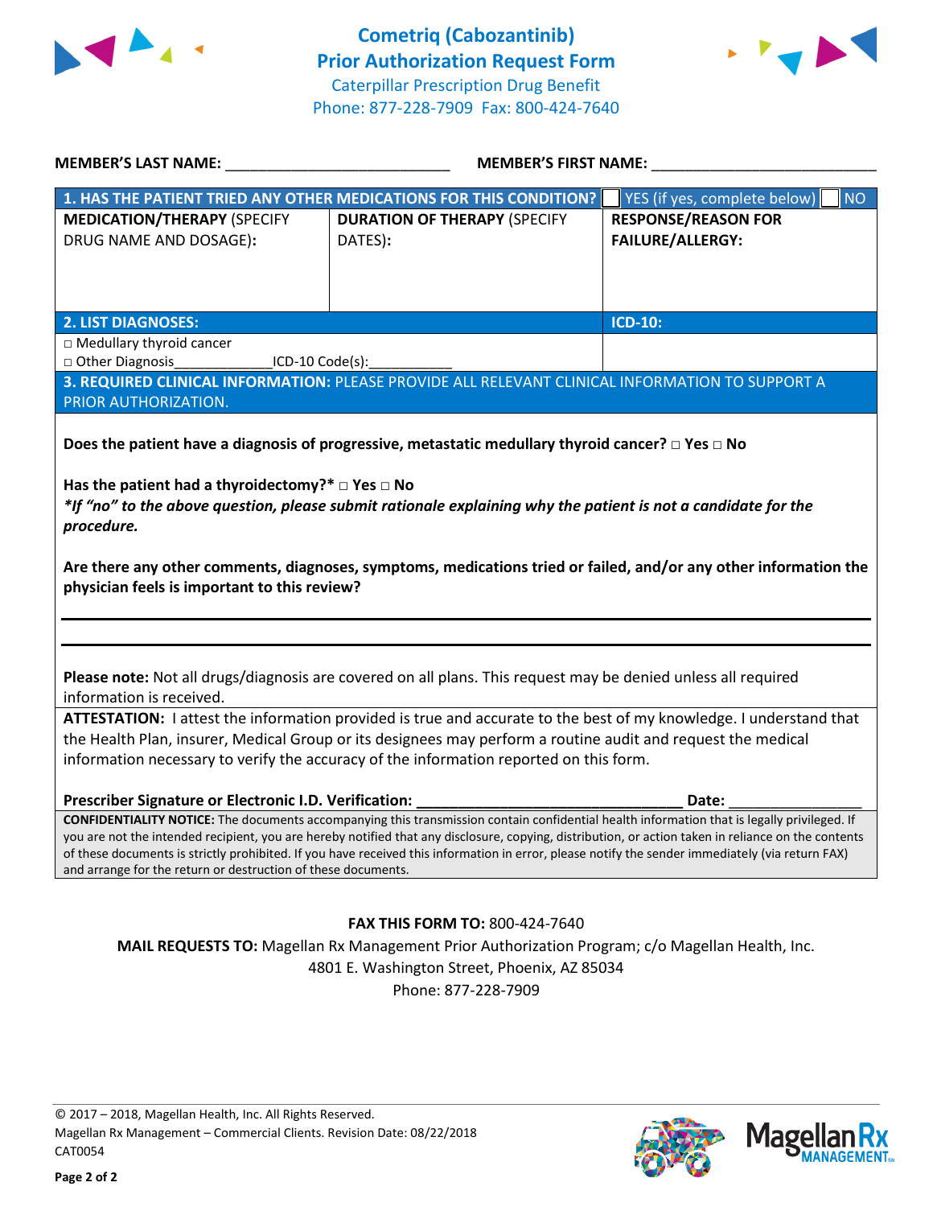# Cometriq (Cabozantinib) Prior Authorization Request Form

Caterpillar Prescription Drug Benefit
Phone: 877-228-7909 Fax: 800-424-7640

**MEMBER'S LAST NAME:** ___________________________ **MEMBER'S FIRST NAME:** ___________________________

| **1. HAS THE PATIENT TRIED ANY OTHER MEDICATIONS FOR THIS CONDITION?** | | ☐ YES (if yes, complete below) ☐ NO |
|---|---|---|
| **MEDICATION/THERAPY** (SPECIFY DRUG NAME AND DOSAGE): | **DURATION OF THERAPY** (SPECIFY DATES): | **RESPONSE/REASON FOR FAILURE/ALLERGY:** |
| | | |

| **2. LIST DIAGNOSES:** | **ICD-10:** |
|---|---|
| □ Medullary thyroid cancer<br>□ Other Diagnosis_____________ICD-10 Code(s):___________ | |

**3. REQUIRED CLINICAL INFORMATION:** PLEASE PROVIDE ALL RELEVANT CLINICAL INFORMATION TO SUPPORT A PRIOR AUTHORIZATION.

**Does the patient have a diagnosis of progressive, metastatic medullary thyroid cancer? □ Yes □ No**

**Has the patient had a thyroidectomy?\* □ Yes □ No**
***If "no" to the above question, please submit rationale explaining why the patient is not a candidate for the procedure.***

**Are there any other comments, diagnoses, symptoms, medications tried or failed, and/or any other information the physician feels is important to this review?**

_______________________________________________

_______________________________________________

**Please note:** Not all drugs/diagnosis are covered on all plans. This request may be denied unless all required information is received.

**ATTESTATION:** I attest the information provided is true and accurate to the best of my knowledge. I understand that the Health Plan, insurer, Medical Group or its designees may perform a routine audit and request the medical information necessary to verify the accuracy of the information reported on this form.

**Prescriber Signature or Electronic I.D. Verification:** ________________________________ **Date:** ________________

**CONFIDENTIALITY NOTICE:** The documents accompanying this transmission contain confidential health information that is legally privileged. If you are not the intended recipient, you are hereby notified that any disclosure, copying, distribution, or action taken in reliance on the contents of these documents is strictly prohibited. If you have received this information in error, please notify the sender immediately (via return FAX) and arrange for the return or destruction of these documents.

**FAX THIS FORM TO:** 800-424-7640
**MAIL REQUESTS TO:** Magellan Rx Management Prior Authorization Program; c/o Magellan Health, Inc.
4801 E. Washington Street, Phoenix, AZ 85034
Phone: 877-228-7909

© 2017 – 2018, Magellan Health, Inc. All Rights Reserved.
Magellan Rx Management – Commercial Clients. Revision Date: 08/22/2018
CAT0054